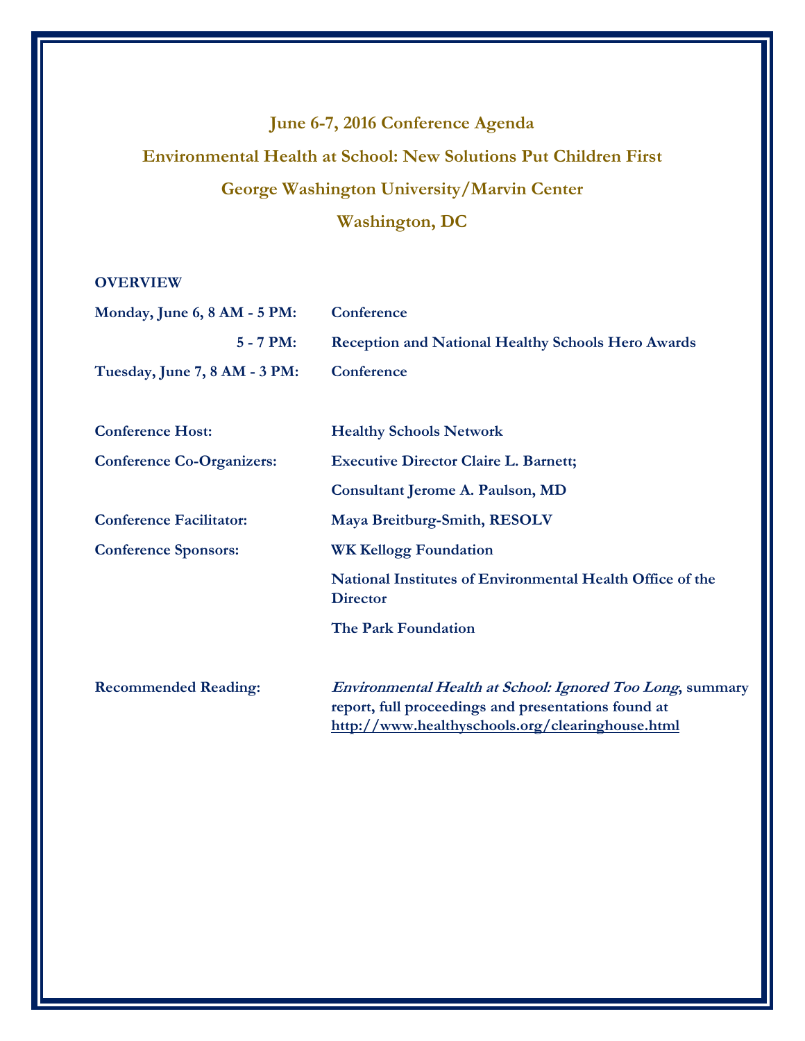# June 6-7, 2016 Conference Agenda

## Environmental Health at School: New Solutions Put Children First

## George Washington University/Marvin Center

## Washington, DC

**OVERVIEW**

| | |
|---|---|
| **Monday, June 6, 8 AM - 5 PM:** | **Conference** |
| **5 - 7 PM:** | **Reception and National Healthy Schools Hero Awards** |
| **Tuesday, June 7, 8 AM - 3 PM:** | **Conference** |

| | |
|---|---|
| **Conference Host:** | **Healthy Schools Network** |
| **Conference Co-Organizers:** | **Executive Director Claire L. Barnett;** |
| | **Consultant Jerome A. Paulson, MD** |
| **Conference Facilitator:** | **Maya Breitburg-Smith, RESOLV** |
| **Conference Sponsors:** | **WK Kellogg Foundation** |
| | **National Institutes of Environmental Health Office of the Director** |
| | **The Park Foundation** |

| | |
|---|---|
| **Recommended Reading:** | ***Environmental Health at School: Ignored Too Long*, summary report, full proceedings and presentations found at http://www.healthyschools.org/clearinghouse.html** |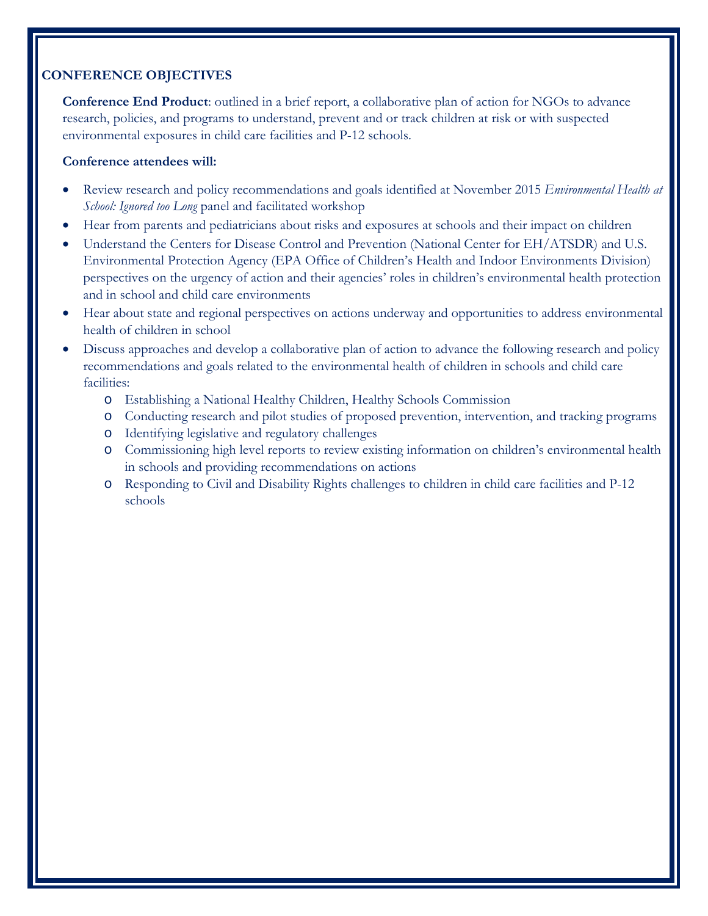## CONFERENCE OBJECTIVES

**Conference End Product**: outlined in a brief report, a collaborative plan of action for NGOs to advance research, policies, and programs to understand, prevent and or track children at risk or with suspected environmental exposures in child care facilities and P-12 schools.

**Conference attendees will:**

- Review research and policy recommendations and goals identified at November 2015 *Environmental Health at School: Ignored too Long* panel and facilitated workshop
- Hear from parents and pediatricians about risks and exposures at schools and their impact on children
- Understand the Centers for Disease Control and Prevention (National Center for EH/ATSDR) and U.S. Environmental Protection Agency (EPA Office of Children's Health and Indoor Environments Division) perspectives on the urgency of action and their agencies' roles in children's environmental health protection and in school and child care environments
- Hear about state and regional perspectives on actions underway and opportunities to address environmental health of children in school
- Discuss approaches and develop a collaborative plan of action to advance the following research and policy recommendations and goals related to the environmental health of children in schools and child care facilities:
  - Establishing a National Healthy Children, Healthy Schools Commission
  - Conducting research and pilot studies of proposed prevention, intervention, and tracking programs
  - Identifying legislative and regulatory challenges
  - Commissioning high level reports to review existing information on children's environmental health in schools and providing recommendations on actions
  - Responding to Civil and Disability Rights challenges to children in child care facilities and P-12 schools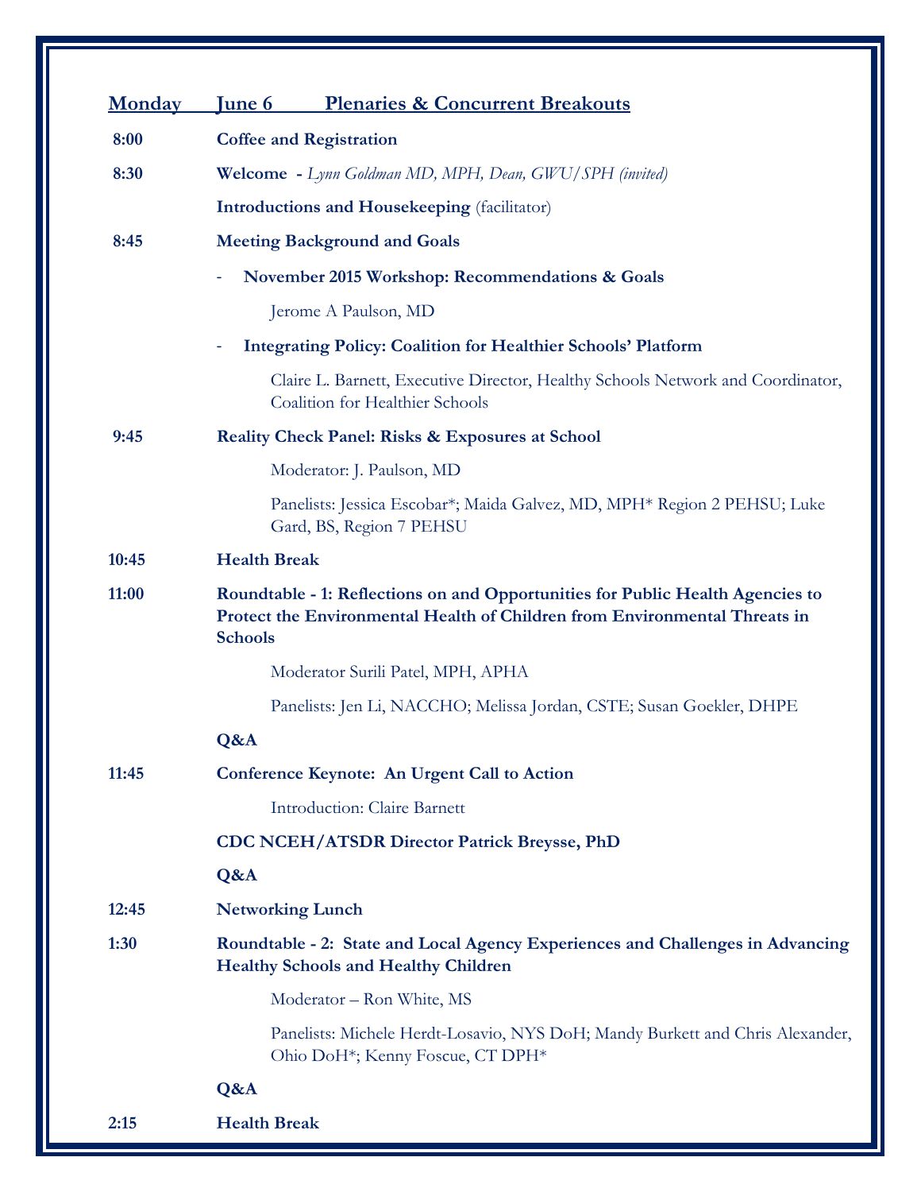## Monday June 6 Plenaries & Concurrent Breakouts

**8:00** **Coffee and Registration**

**8:30** **Welcome** - *Lynn Goldman MD, MPH, Dean, GWU/SPH (invited)*

**Introductions and Housekeeping** (facilitator)

**8:45** **Meeting Background and Goals**

- **November 2015 Workshop: Recommendations & Goals**

  Jerome A Paulson, MD

- **Integrating Policy: Coalition for Healthier Schools' Platform**

  Claire L. Barnett, Executive Director, Healthy Schools Network and Coordinator, Coalition for Healthier Schools

**9:45** **Reality Check Panel: Risks & Exposures at School**

Moderator: J. Paulson, MD

Panelists: Jessica Escobar*; Maida Galvez, MD, MPH* Region 2 PEHSU; Luke Gard, BS, Region 7 PEHSU

**10:45** **Health Break**

**11:00** **Roundtable - 1: Reflections on and Opportunities for Public Health Agencies to Protect the Environmental Health of Children from Environmental Threats in Schools**

Moderator Surili Patel, MPH, APHA

Panelists: Jen Li, NACCHO; Melissa Jordan, CSTE; Susan Goekler, DHPE

**Q&A**

**11:45** **Conference Keynote: An Urgent Call to Action**

Introduction: Claire Barnett

**CDC NCEH/ATSDR Director Patrick Breysse, PhD**

**Q&A**

**12:45** **Networking Lunch**

**1:30** **Roundtable - 2: State and Local Agency Experiences and Challenges in Advancing Healthy Schools and Healthy Children**

Moderator – Ron White, MS

Panelists: Michele Herdt-Losavio, NYS DoH; Mandy Burkett and Chris Alexander, Ohio DoH*; Kenny Foscue, CT DPH*

**Q&A**

**2:15** **Health Break**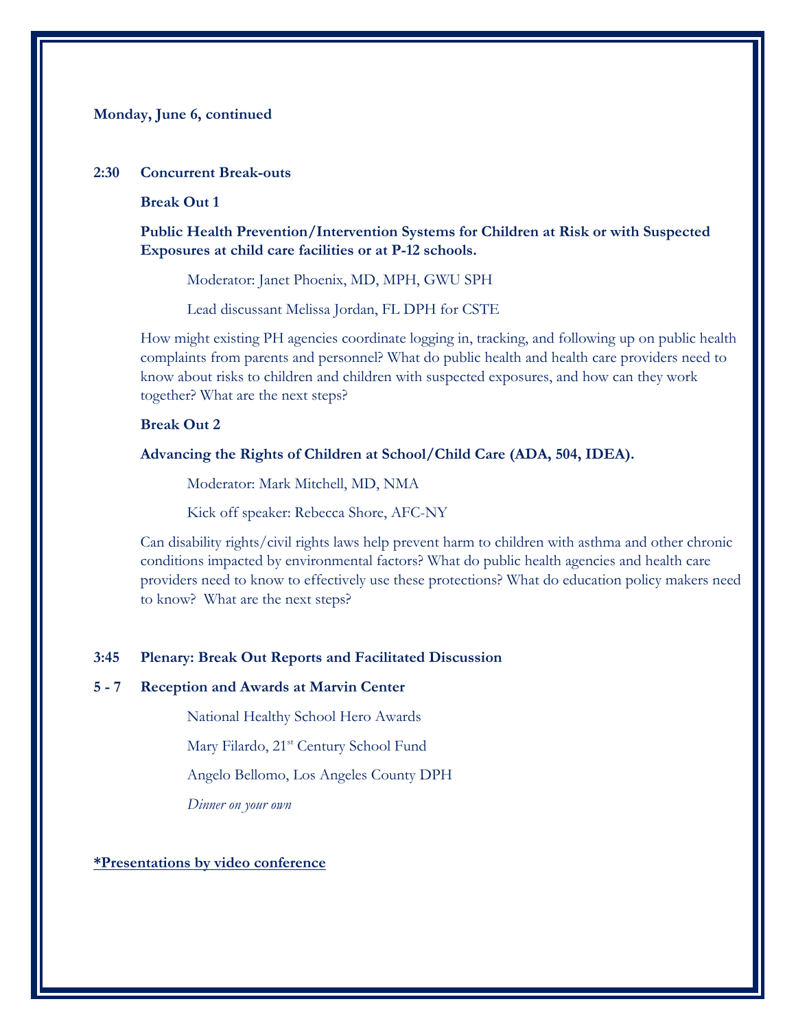**Monday, June 6, continued**

**2:30 Concurrent Break-outs**

**Break Out 1**

**Public Health Prevention/Intervention Systems for Children at Risk or with Suspected Exposures at child care facilities or at P-12 schools.**

Moderator: Janet Phoenix, MD, MPH, GWU SPH

Lead discussant Melissa Jordan, FL DPH for CSTE

How might existing PH agencies coordinate logging in, tracking, and following up on public health complaints from parents and personnel? What do public health and health care providers need to know about risks to children and children with suspected exposures, and how can they work together? What are the next steps?

**Break Out 2**

**Advancing the Rights of Children at School/Child Care (ADA, 504, IDEA).**

Moderator: Mark Mitchell, MD, NMA

Kick off speaker: Rebecca Shore, AFC-NY

Can disability rights/civil rights laws help prevent harm to children with asthma and other chronic conditions impacted by environmental factors? What do public health agencies and health care providers need to know to effectively use these protections? What do education policy makers need to know? What are the next steps?

**3:45 Plenary: Break Out Reports and Facilitated Discussion**

**5 - 7 Reception and Awards at Marvin Center**

National Healthy School Hero Awards

Mary Filardo, 21st Century School Fund

Angelo Bellomo, Los Angeles County DPH

*Dinner on your own*

**<u>*Presentations by video conference</u>**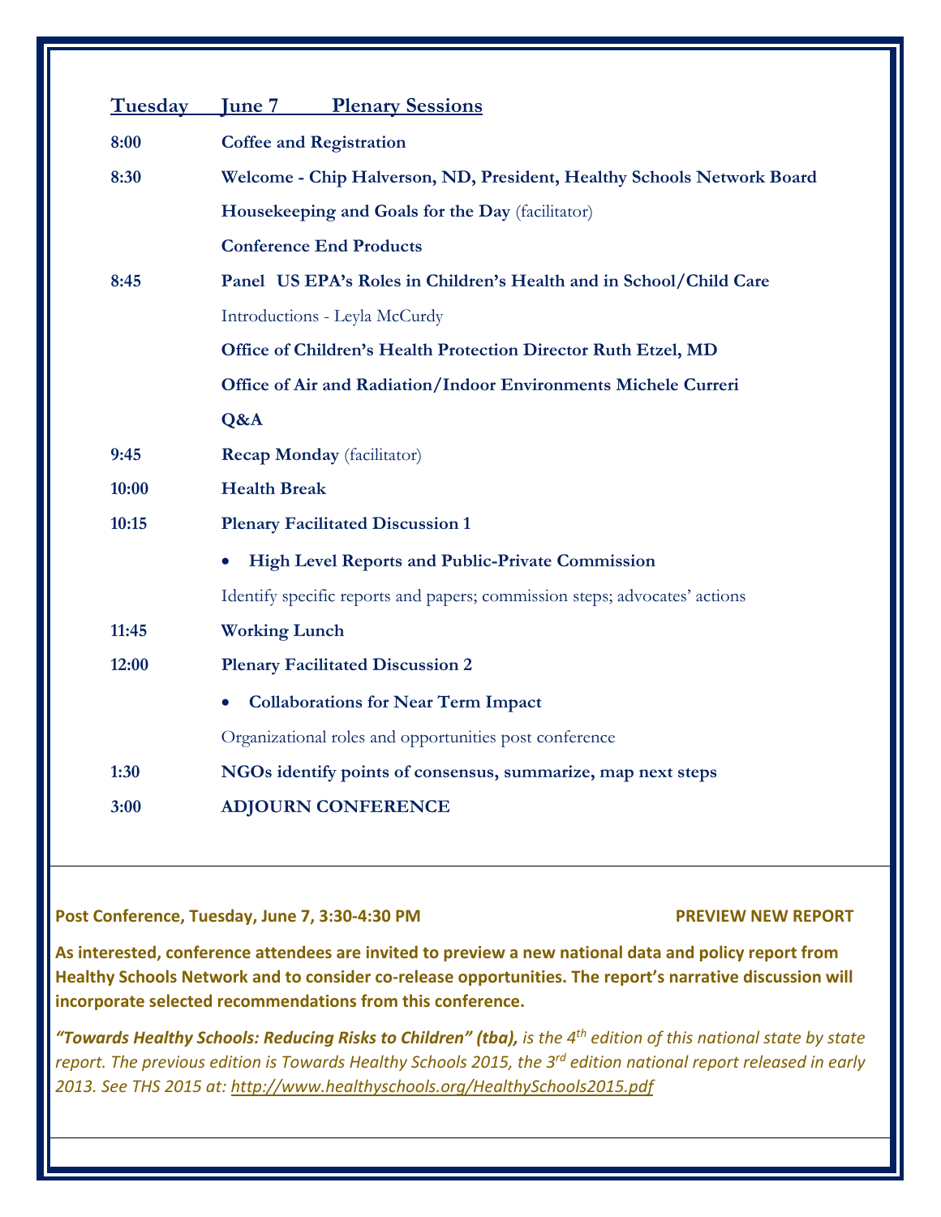**Tuesday June 7 Plenary Sessions**

| | |
|---|---|
| **8:00** | **Coffee and Registration** |
| **8:30** | **Welcome - Chip Halverson, ND, President, Healthy Schools Network Board** |
| | **Housekeeping and Goals for the Day** (facilitator) |
| | **Conference End Products** |
| **8:45** | **Panel US EPA's Roles in Children's Health and in School/Child Care** |
| | Introductions - Leyla McCurdy |
| | **Office of Children's Health Protection Director Ruth Etzel, MD** |
| | **Office of Air and Radiation/Indoor Environments Michele Curreri** |
| | **Q&A** |
| **9:45** | **Recap Monday** (facilitator) |
| **10:00** | **Health Break** |
| **10:15** | **Plenary Facilitated Discussion 1** |
| | • **High Level Reports and Public-Private Commission** |
| | Identify specific reports and papers; commission steps; advocates' actions |
| **11:45** | **Working Lunch** |
| **12:00** | **Plenary Facilitated Discussion 2** |
| | • **Collaborations for Near Term Impact** |
| | Organizational roles and opportunities post conference |
| **1:30** | **NGOs identify points of consensus, summarize, map next steps** |
| **3:00** | **ADJOURN CONFERENCE** |

**Post Conference, Tuesday, June 7, 3:30-4:30 PM** **PREVIEW NEW REPORT**

**As interested, conference attendees are invited to preview a new national data and policy report from Healthy Schools Network and to consider co-release opportunities. The report's narrative discussion will incorporate selected recommendations from this conference.**

***"Towards Healthy Schools: Reducing Risks to Children" (tba),*** *is the 4th edition of this national state by state report. The previous edition is Towards Healthy Schools 2015, the 3rd edition national report released in early 2013. See THS 2015 at: http://www.healthyschools.org/HealthySchools2015.pdf*